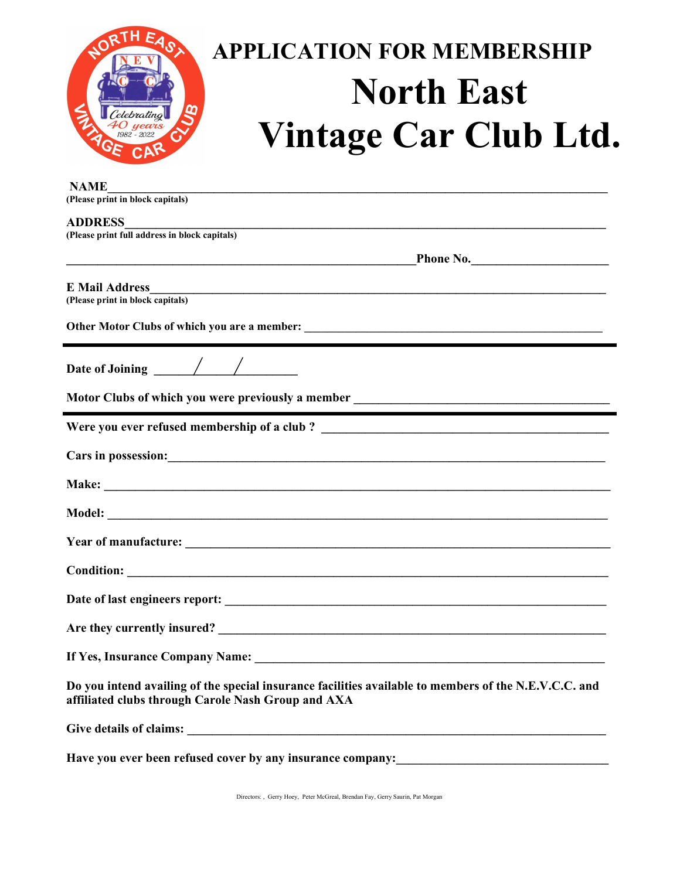# APPLICATION FOR MEMBERSHIP

# North East Vintage Car Club Ltd.

**NAME**\_\_\_\_\_\_\_\_\_\_\_\_\_\_\_\_\_\_\_\_\_\_\_\_\_\_\_\_\_\_\_\_\_\_\_\_\_\_\_\_\_\_\_\_\_\_\_\_\_\_\_\_\_\_\_\_\_\_\_\_\_\_\_\_
**(Please print in block capitals)**

**ADDRESS**\_\_\_\_\_\_\_\_\_\_\_\_\_\_\_\_\_\_\_\_\_\_\_\_\_\_\_\_\_\_\_\_\_\_\_\_\_\_\_\_\_\_\_\_\_\_\_\_\_\_\_\_\_\_\_\_\_\_\_\_\_\_
**(Please print full address in block capitals)**

\_\_\_\_\_\_\_\_\_\_\_\_\_\_\_\_\_\_\_\_\_\_\_\_\_\_\_\_\_\_\_\_\_\_\_\_\_\_\_\_\_\_\_\_**Phone No.**\_\_\_\_\_\_\_\_\_\_\_\_\_\_\_\_\_\_

**E Mail Address**\_\_\_\_\_\_\_\_\_\_\_\_\_\_\_\_\_\_\_\_\_\_\_\_\_\_\_\_\_\_\_\_\_\_\_\_\_\_\_\_\_\_\_\_\_\_\_\_\_\_\_\_\_\_\_\_\_
**(Please print in block capitals)**

**Other Motor Clubs of which you are a member:** \_\_\_\_\_\_\_\_\_\_\_\_\_\_\_\_\_\_\_\_\_\_\_\_\_\_\_\_\_\_\_\_\_\_\_\_\_\_

---

**Date of Joining** \_\_\_\_\_/\_\_\_\_\_/\_\_\_\_\_\_\_\_

**Motor Clubs of which you were previously a member** \_\_\_\_\_\_\_\_\_\_\_\_\_\_\_\_\_\_\_\_\_\_\_\_\_\_\_\_\_\_\_\_

---

**Were you ever refused membership of a club ?** \_\_\_\_\_\_\_\_\_\_\_\_\_\_\_\_\_\_\_\_\_\_\_\_\_\_\_\_\_\_\_\_\_\_\_\_

**Cars in possession:**\_\_\_\_\_\_\_\_\_\_\_\_\_\_\_\_\_\_\_\_\_\_\_\_\_\_\_\_\_\_\_\_\_\_\_\_\_\_\_\_\_\_\_\_\_\_\_\_\_\_\_\_\_\_\_\_

**Make:** \_\_\_\_\_\_\_\_\_\_\_\_\_\_\_\_\_\_\_\_\_\_\_\_\_\_\_\_\_\_\_\_\_\_\_\_\_\_\_\_\_\_\_\_\_\_\_\_\_\_\_\_\_\_\_\_\_\_\_\_\_\_\_\_

**Model:** \_\_\_\_\_\_\_\_\_\_\_\_\_\_\_\_\_\_\_\_\_\_\_\_\_\_\_\_\_\_\_\_\_\_\_\_\_\_\_\_\_\_\_\_\_\_\_\_\_\_\_\_\_\_\_\_\_\_\_\_\_\_\_

**Year of manufacture:** \_\_\_\_\_\_\_\_\_\_\_\_\_\_\_\_\_\_\_\_\_\_\_\_\_\_\_\_\_\_\_\_\_\_\_\_\_\_\_\_\_\_\_\_\_\_\_\_\_\_\_\_\_\_

**Condition:** \_\_\_\_\_\_\_\_\_\_\_\_\_\_\_\_\_\_\_\_\_\_\_\_\_\_\_\_\_\_\_\_\_\_\_\_\_\_\_\_\_\_\_\_\_\_\_\_\_\_\_\_\_\_\_\_\_\_\_\_\_

**Date of last engineers report:** \_\_\_\_\_\_\_\_\_\_\_\_\_\_\_\_\_\_\_\_\_\_\_\_\_\_\_\_\_\_\_\_\_\_\_\_\_\_\_\_\_\_\_\_\_\_\_

**Are they currently insured?** \_\_\_\_\_\_\_\_\_\_\_\_\_\_\_\_\_\_\_\_\_\_\_\_\_\_\_\_\_\_\_\_\_\_\_\_\_\_\_\_\_\_\_\_\_\_\_\_\_

**If Yes, Insurance Company Name:** \_\_\_\_\_\_\_\_\_\_\_\_\_\_\_\_\_\_\_\_\_\_\_\_\_\_\_\_\_\_\_\_\_\_\_\_\_\_\_\_\_\_\_

**Do you intend availing of the special insurance facilities available to members of the N.E.V.C.C. and affiliated clubs through Carole Nash Group and AXA**

**Give details of claims:** \_\_\_\_\_\_\_\_\_\_\_\_\_\_\_\_\_\_\_\_\_\_\_\_\_\_\_\_\_\_\_\_\_\_\_\_\_\_\_\_\_\_\_\_\_\_\_\_\_\_\_\_\_

**Have you ever been refused cover by any insurance company:**\_\_\_\_\_\_\_\_\_\_\_\_\_\_\_\_\_\_\_\_\_\_\_\_\_\_

Directors: , Gerry Hoey, Peter McGreal, Brendan Fay, Gerry Saurin, Pat Morgan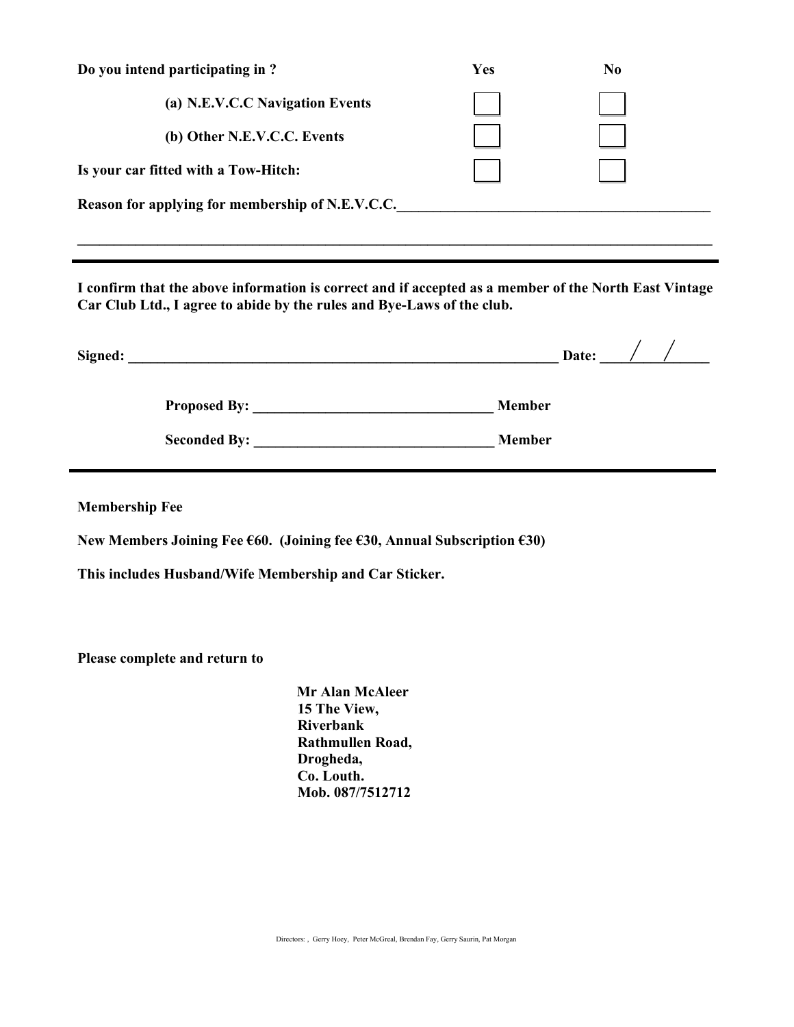| Do you intend participating in ? | Yes | No |
| --- | --- | --- |
| (a) N.E.V.C.C Navigation Events | ☐ | ☐ |
| (b) Other N.E.V.C.C. Events | ☐ | ☐ |
| Is your car fitted with a Tow-Hitch: | ☐ | ☐ |

**Reason for applying for membership of N.E.V.C.C.**\_\_\_\_\_\_\_\_\_\_\_\_\_\_\_\_\_\_\_\_\_\_\_\_\_\_\_\_\_\_\_\_\_\_\_\_\_\_\_\_\_\_\_\_

\_\_\_\_\_\_\_\_\_\_\_\_\_\_\_\_\_\_\_\_\_\_\_\_\_\_\_\_\_\_\_\_\_\_\_\_\_\_\_\_\_\_\_\_\_\_\_\_\_\_\_\_\_\_\_\_\_\_\_\_\_\_\_\_\_\_\_\_\_\_\_\_\_\_\_\_\_\_\_\_\_\_\_\_\_\_\_\_\_\_

---

**I confirm that the above information is correct and if accepted as a member of the North East Vintage Car Club Ltd., I agree to abide by the rules and Bye-Laws of the club.**

**Signed:** \_\_\_\_\_\_\_\_\_\_\_\_\_\_\_\_\_\_\_\_\_\_\_\_\_\_\_\_\_\_\_\_\_\_\_\_\_\_\_\_\_\_\_\_\_\_\_\_\_\_\_\_\_\_\_\_\_\_\_\_ **Date:** \_\_\_\_/\_\_\_\_/\_\_\_\_

**Proposed By:** \_\_\_\_\_\_\_\_\_\_\_\_\_\_\_\_\_\_\_\_\_\_\_\_\_\_\_\_\_\_\_\_\_\_\_ **Member**

**Seconded By:** \_\_\_\_\_\_\_\_\_\_\_\_\_\_\_\_\_\_\_\_\_\_\_\_\_\_\_\_\_\_\_\_\_\_\_ **Member**

---

**Membership Fee**

**New Members Joining Fee €60. (Joining fee €30, Annual Subscription €30)**

**This includes Husband/Wife Membership and Car Sticker.**

**Please complete and return to**

**Mr Alan McAleer**
**15 The View,**
**Riverbank**
**Rathmullen Road,**
**Drogheda,**
**Co. Louth.**
**Mob. 087/7512712**

Directors: , Gerry Hoey, Peter McGreal, Brendan Fay, Gerry Saurin, Pat Morgan